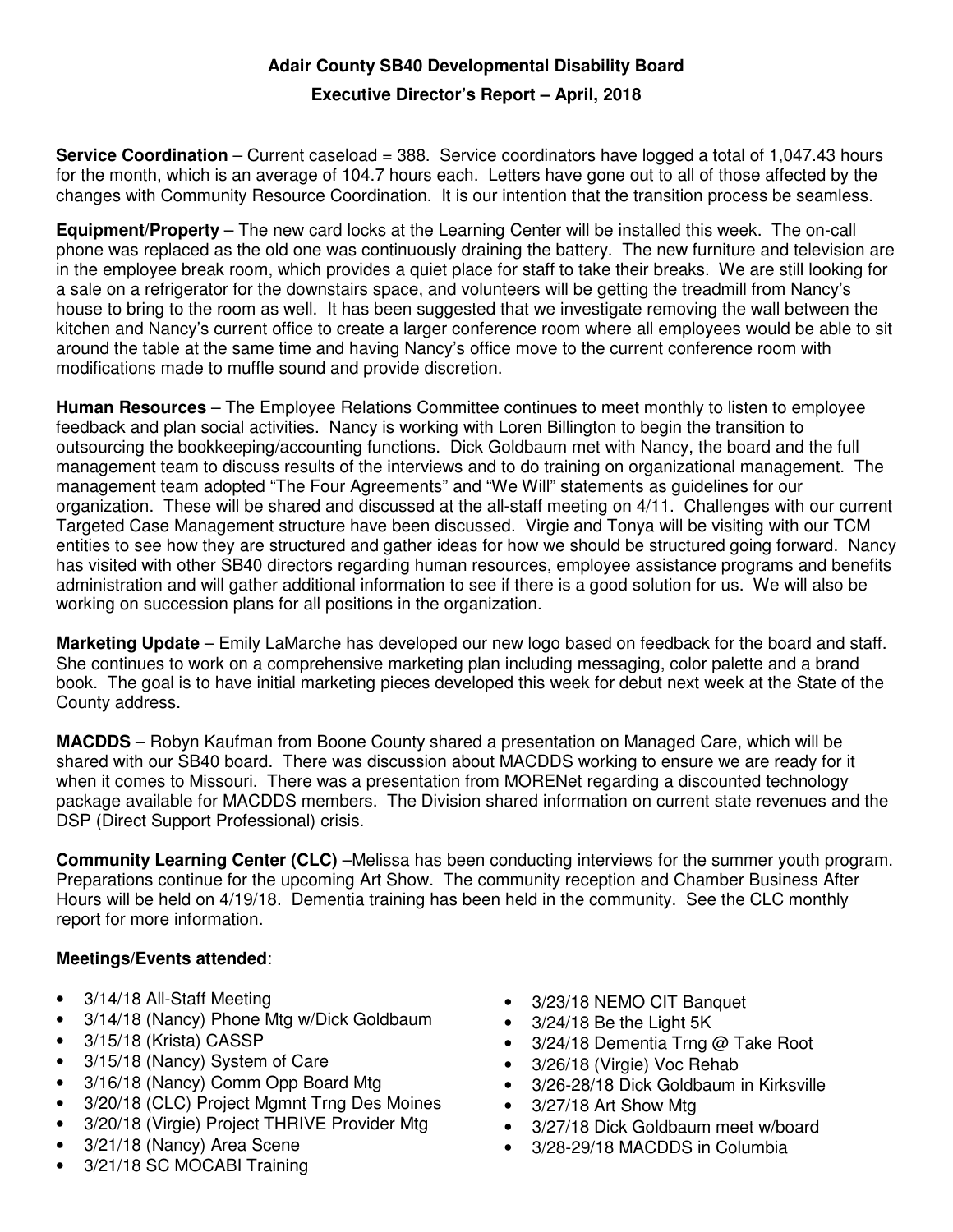## Adair County SB40 Developmental Disability Board

### Executive Director's Report – April, 2018

**Service Coordination** – Current caseload = 388. Service coordinators have logged a total of 1,047.43 hours for the month, which is an average of 104.7 hours each. Letters have gone out to all of those affected by the changes with Community Resource Coordination. It is our intention that the transition process be seamless.

**Equipment/Property** – The new card locks at the Learning Center will be installed this week. The on-call phone was replaced as the old one was continuously draining the battery. The new furniture and television are in the employee break room, which provides a quiet place for staff to take their breaks. We are still looking for a sale on a refrigerator for the downstairs space, and volunteers will be getting the treadmill from Nancy's house to bring to the room as well. It has been suggested that we investigate removing the wall between the kitchen and Nancy's current office to create a larger conference room where all employees would be able to sit around the table at the same time and having Nancy's office move to the current conference room with modifications made to muffle sound and provide discretion.

**Human Resources** – The Employee Relations Committee continues to meet monthly to listen to employee feedback and plan social activities. Nancy is working with Loren Billington to begin the transition to outsourcing the bookkeeping/accounting functions. Dick Goldbaum met with Nancy, the board and the full management team to discuss results of the interviews and to do training on organizational management. The management team adopted "The Four Agreements" and "We Will" statements as guidelines for our organization. These will be shared and discussed at the all-staff meeting on 4/11. Challenges with our current Targeted Case Management structure have been discussed. Virgie and Tonya will be visiting with our TCM entities to see how they are structured and gather ideas for how we should be structured going forward. Nancy has visited with other SB40 directors regarding human resources, employee assistance programs and benefits administration and will gather additional information to see if there is a good solution for us. We will also be working on succession plans for all positions in the organization.

**Marketing Update** – Emily LaMarche has developed our new logo based on feedback for the board and staff. She continues to work on a comprehensive marketing plan including messaging, color palette and a brand book. The goal is to have initial marketing pieces developed this week for debut next week at the State of the County address.

**MACDDS** – Robyn Kaufman from Boone County shared a presentation on Managed Care, which will be shared with our SB40 board. There was discussion about MACDDS working to ensure we are ready for it when it comes to Missouri. There was a presentation from MORENet regarding a discounted technology package available for MACDDS members. The Division shared information on current state revenues and the DSP (Direct Support Professional) crisis.

**Community Learning Center (CLC)** –Melissa has been conducting interviews for the summer youth program. Preparations continue for the upcoming Art Show. The community reception and Chamber Business After Hours will be held on 4/19/18. Dementia training has been held in the community. See the CLC monthly report for more information.

**Meetings/Events attended**:

- 3/14/18 All-Staff Meeting
- 3/14/18 (Nancy) Phone Mtg w/Dick Goldbaum
- 3/15/18 (Krista) CASSP
- 3/15/18 (Nancy) System of Care
- 3/16/18 (Nancy) Comm Opp Board Mtg
- 3/20/18 (CLC) Project Mgmnt Trng Des Moines
- 3/20/18 (Virgie) Project THRIVE Provider Mtg
- 3/21/18 (Nancy) Area Scene
- 3/21/18 SC MOCABI Training
- 3/23/18 NEMO CIT Banquet
- 3/24/18 Be the Light 5K
- 3/24/18 Dementia Trng @ Take Root
- 3/26/18 (Virgie) Voc Rehab
- 3/26-28/18 Dick Goldbaum in Kirksville
- 3/27/18 Art Show Mtg
- 3/27/18 Dick Goldbaum meet w/board
- 3/28-29/18 MACDDS in Columbia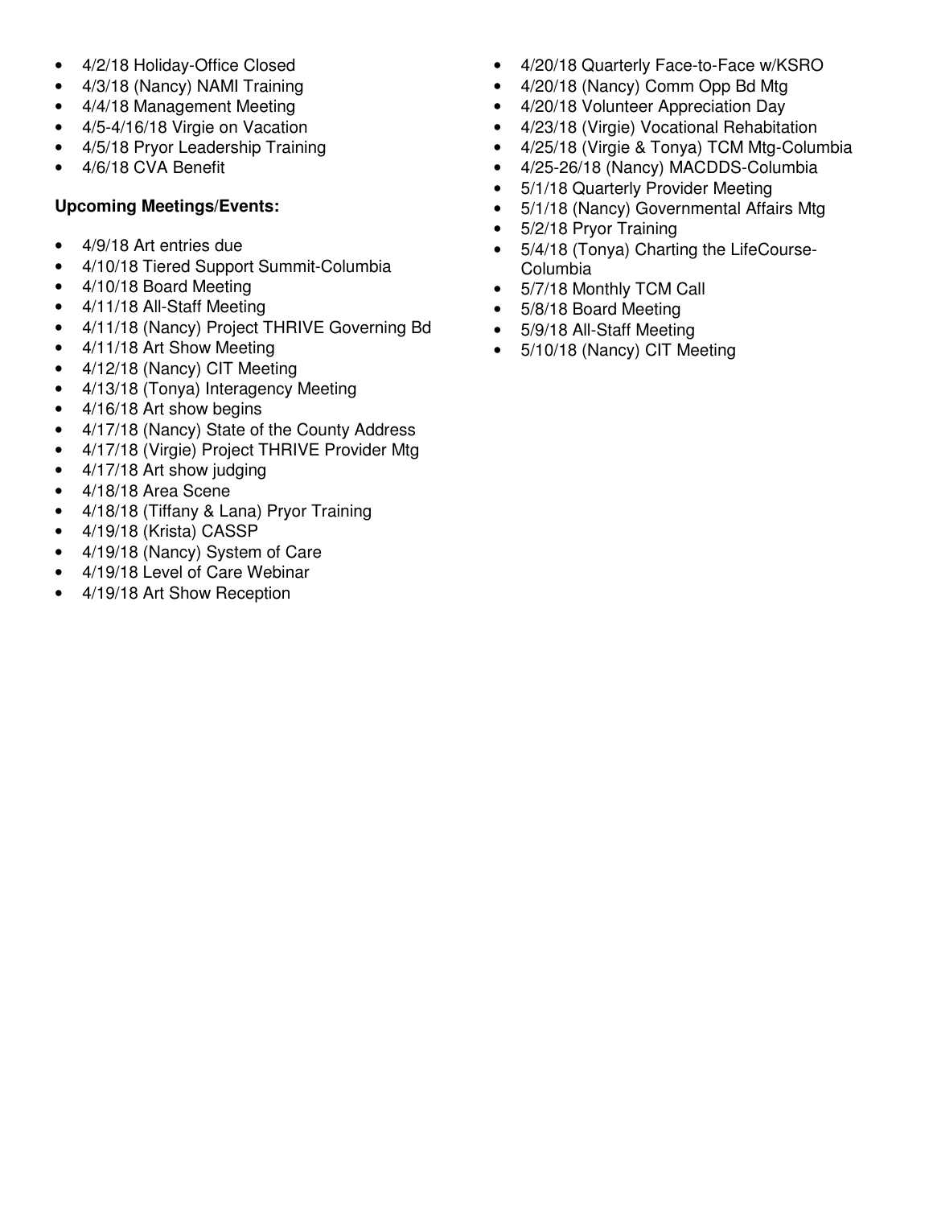- 4/2/18 Holiday-Office Closed
- 4/3/18 (Nancy) NAMI Training
- 4/4/18 Management Meeting
- 4/5-4/16/18 Virgie on Vacation
- 4/5/18 Pryor Leadership Training
- 4/6/18 CVA Benefit

**Upcoming Meetings/Events:**

- 4/9/18 Art entries due
- 4/10/18 Tiered Support Summit-Columbia
- 4/10/18 Board Meeting
- 4/11/18 All-Staff Meeting
- 4/11/18 (Nancy) Project THRIVE Governing Bd
- 4/11/18 Art Show Meeting
- 4/12/18 (Nancy) CIT Meeting
- 4/13/18 (Tonya) Interagency Meeting
- 4/16/18 Art show begins
- 4/17/18 (Nancy) State of the County Address
- 4/17/18 (Virgie) Project THRIVE Provider Mtg
- 4/17/18 Art show judging
- 4/18/18 Area Scene
- 4/18/18 (Tiffany & Lana) Pryor Training
- 4/19/18 (Krista) CASSP
- 4/19/18 (Nancy) System of Care
- 4/19/18 Level of Care Webinar
- 4/19/18 Art Show Reception
- 4/20/18 Quarterly Face-to-Face w/KSRO
- 4/20/18 (Nancy) Comm Opp Bd Mtg
- 4/20/18 Volunteer Appreciation Day
- 4/23/18 (Virgie) Vocational Rehabitation
- 4/25/18 (Virgie & Tonya) TCM Mtg-Columbia
- 4/25-26/18 (Nancy) MACDDS-Columbia
- 5/1/18 Quarterly Provider Meeting
- 5/1/18 (Nancy) Governmental Affairs Mtg
- 5/2/18 Pryor Training
- 5/4/18 (Tonya) Charting the LifeCourse-Columbia
- 5/7/18 Monthly TCM Call
- 5/8/18 Board Meeting
- 5/9/18 All-Staff Meeting
- 5/10/18 (Nancy) CIT Meeting